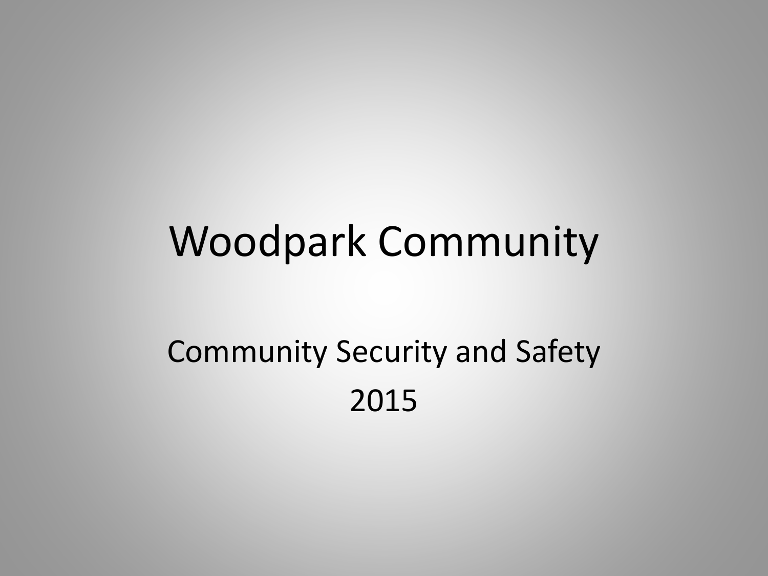# Woodpark Community

Community Security and Safety

2015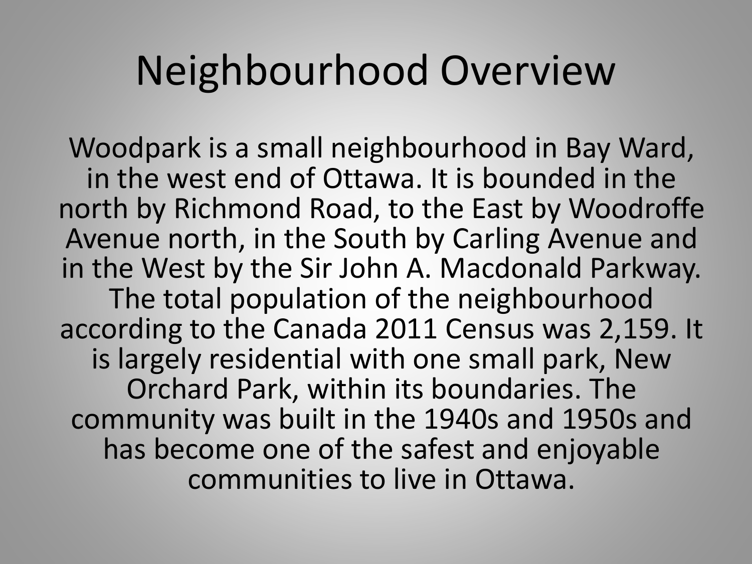# Neighbourhood Overview

Woodpark is a small neighbourhood in Bay Ward, in the west end of Ottawa. It is bounded in the north by Richmond Road, to the East by Woodroffe Avenue north, in the South by Carling Avenue and in the West by the Sir John A. Macdonald Parkway. The total population of the neighbourhood according to the Canada 2011 Census was 2,159. It is largely residential with one small park, New Orchard Park, within its boundaries. The community was built in the 1940s and 1950s and has become one of the safest and enjoyable communities to live in Ottawa.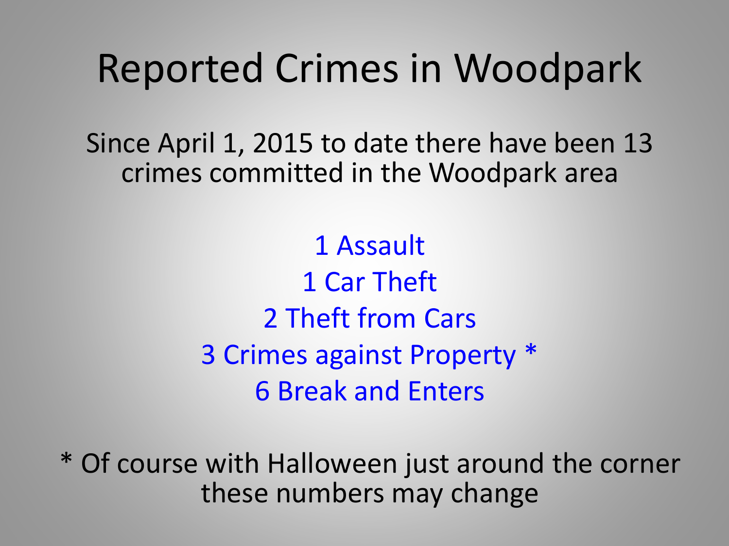# Reported Crimes in Woodpark

Since April 1, 2015 to date there have been 13 crimes committed in the Woodpark area

1 Assault
1 Car Theft
2 Theft from Cars
3 Crimes against Property *
6 Break and Enters

* Of course with Halloween just around the corner these numbers may change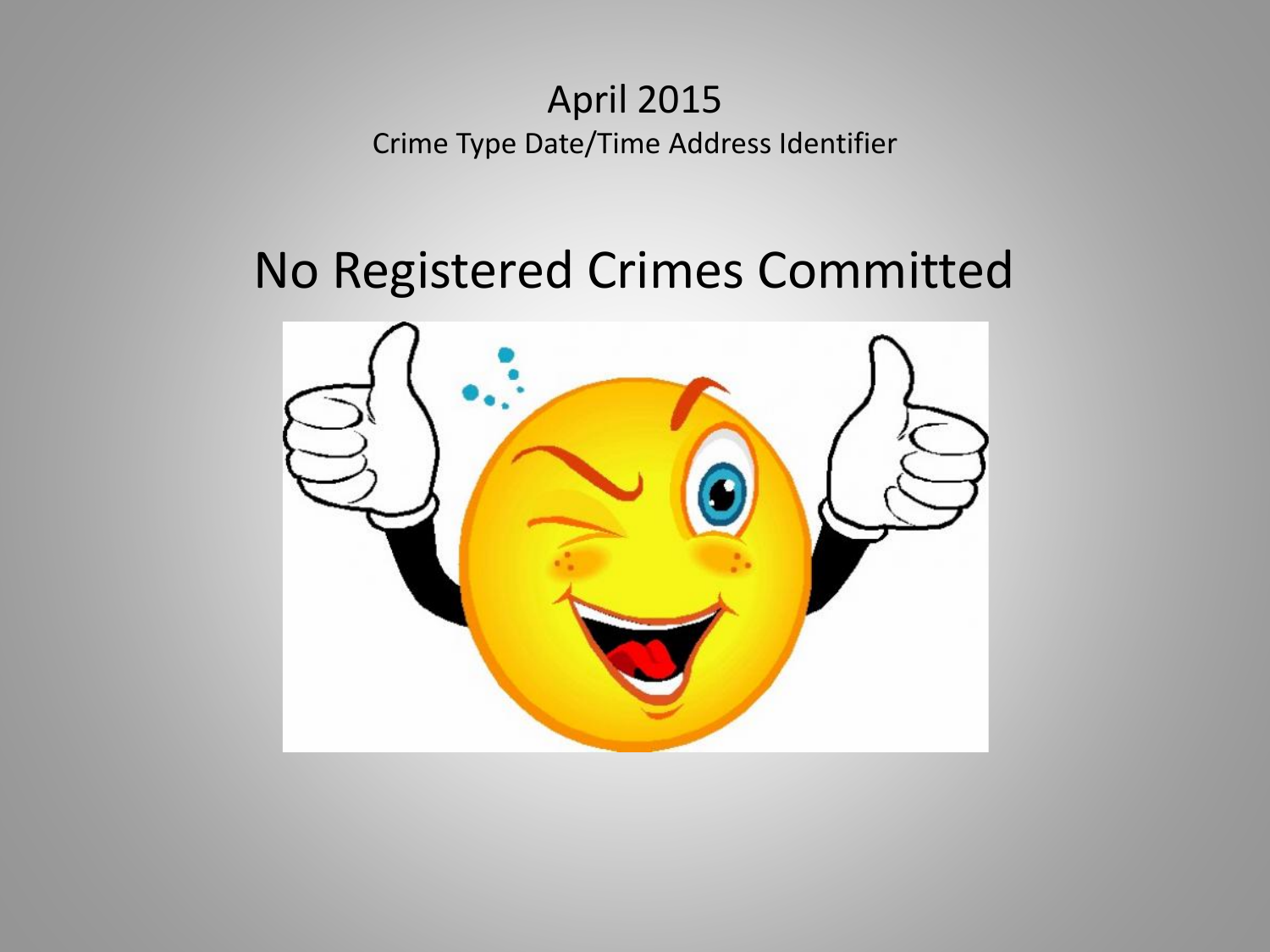April 2015

Crime Type Date/Time Address Identifier

# No Registered Crimes Committed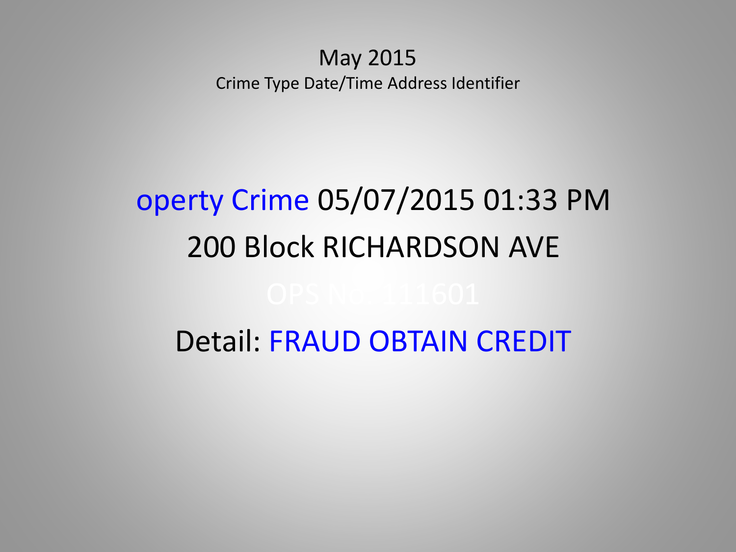May 2015

Crime Type Date/Time Address Identifier

operty Crime 05/07/2015 01:33 PM

200 Block RICHARDSON AVE

OPS No: 111601

Detail: FRAUD OBTAIN CREDIT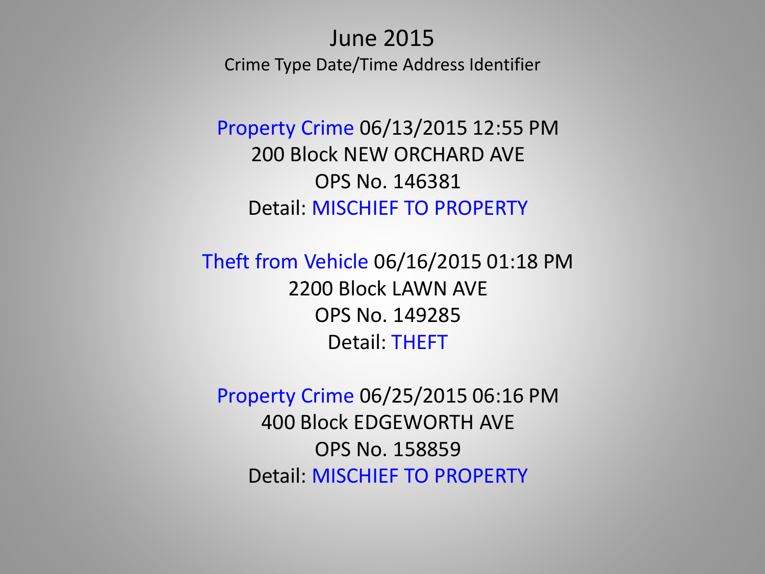# June 2015

Crime Type Date/Time Address Identifier

Property Crime 06/13/2015 12:55 PM
200 Block NEW ORCHARD AVE
OPS No. 146381
Detail: MISCHIEF TO PROPERTY

Theft from Vehicle 06/16/2015 01:18 PM
2200 Block LAWN AVE
OPS No. 149285
Detail: THEFT

Property Crime 06/25/2015 06:16 PM
400 Block EDGEWORTH AVE
OPS No. 158859
Detail: MISCHIEF TO PROPERTY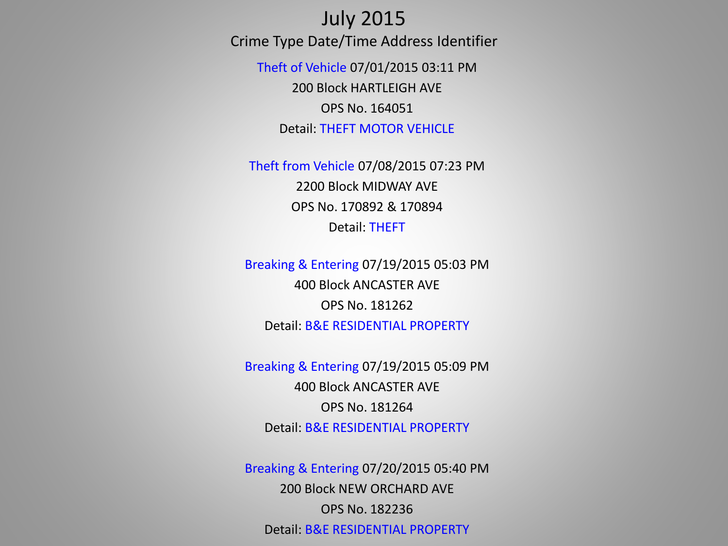# July 2015

Crime Type Date/Time Address Identifier

Theft of Vehicle 07/01/2015 03:11 PM
200 Block HARTLEIGH AVE
OPS No. 164051
Detail: THEFT MOTOR VEHICLE

Theft from Vehicle 07/08/2015 07:23 PM
2200 Block MIDWAY AVE
OPS No. 170892 & 170894
Detail: THEFT

Breaking & Entering 07/19/2015 05:03 PM
400 Block ANCASTER AVE
OPS No. 181262
Detail: B&E RESIDENTIAL PROPERTY

Breaking & Entering 07/19/2015 05:09 PM
400 Block ANCASTER AVE
OPS No. 181264
Detail: B&E RESIDENTIAL PROPERTY

Breaking & Entering 07/20/2015 05:40 PM
200 Block NEW ORCHARD AVE
OPS No. 182236
Detail: B&E RESIDENTIAL PROPERTY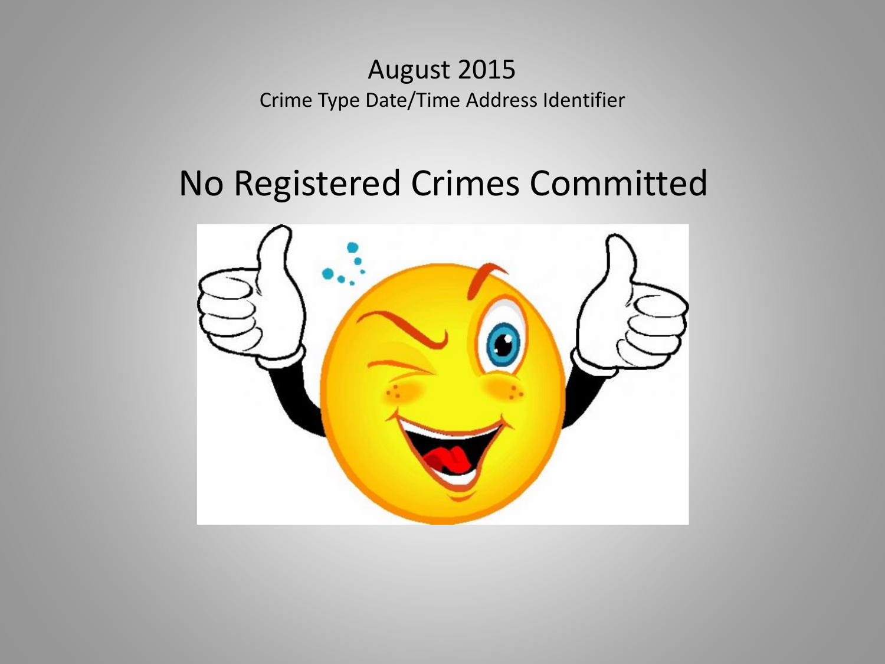# August 2015

Crime Type Date/Time Address Identifier

## No Registered Crimes Committed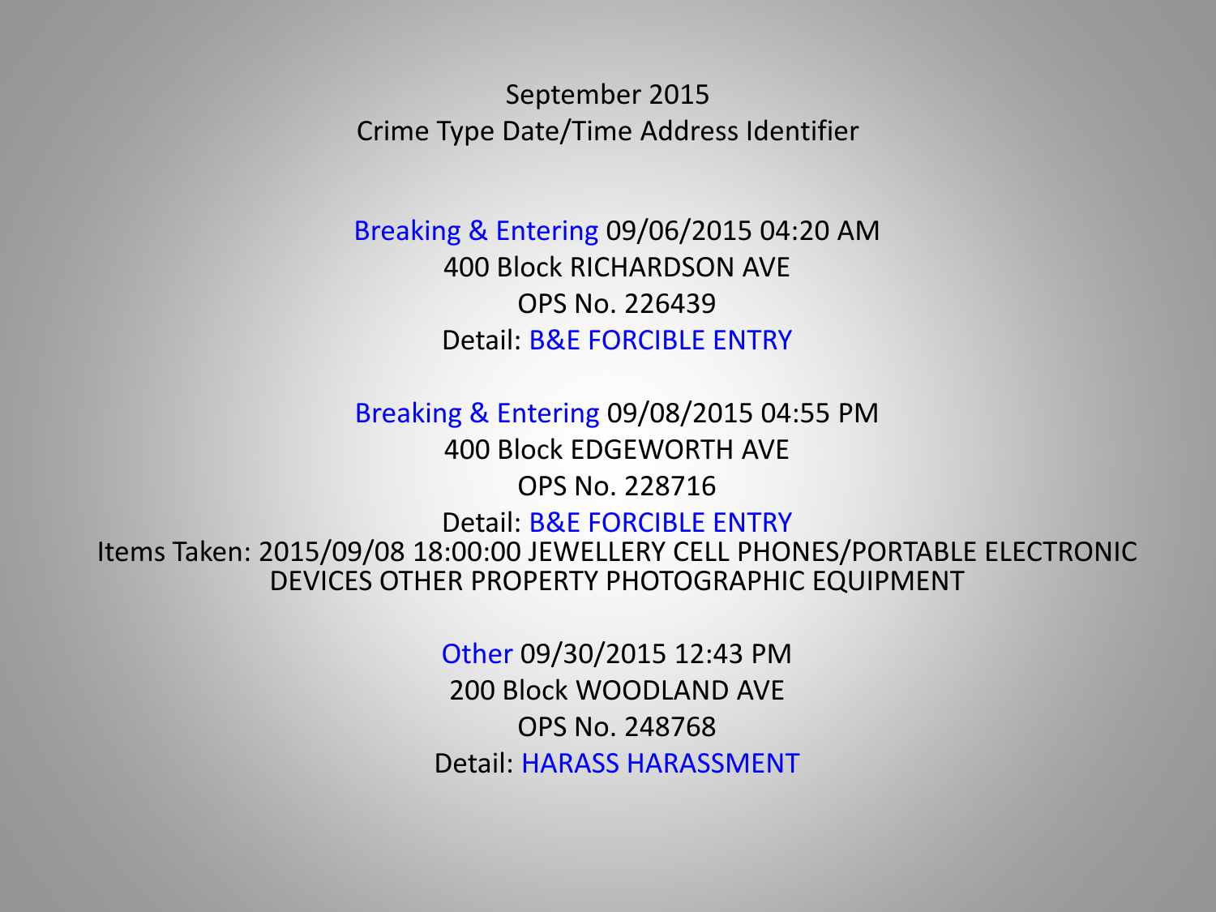September 2015

Crime Type Date/Time Address Identifier

Breaking & Entering 09/06/2015 04:20 AM
400 Block RICHARDSON AVE
OPS No. 226439
Detail: B&E FORCIBLE ENTRY

Breaking & Entering 09/08/2015 04:55 PM
400 Block EDGEWORTH AVE
OPS No. 228716
Detail: B&E FORCIBLE ENTRY
Items Taken: 2015/09/08 18:00:00 JEWELLERY CELL PHONES/PORTABLE ELECTRONIC DEVICES OTHER PROPERTY PHOTOGRAPHIC EQUIPMENT

Other 09/30/2015 12:43 PM
200 Block WOODLAND AVE
OPS No. 248768
Detail: HARASS HARASSMENT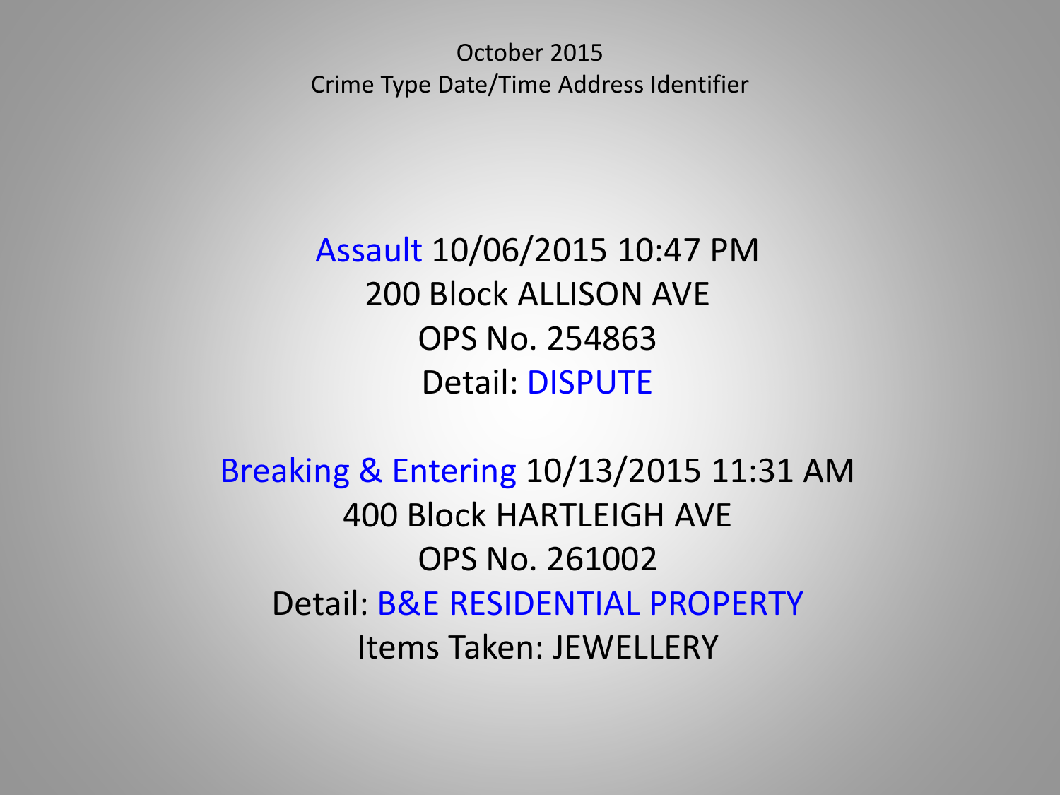October 2015
Crime Type Date/Time Address Identifier

Assault 10/06/2015 10:47 PM
200 Block ALLISON AVE
OPS No. 254863
Detail: DISPUTE

Breaking & Entering 10/13/2015 11:31 AM
400 Block HARTLEIGH AVE
OPS No. 261002
Detail: B&E RESIDENTIAL PROPERTY
Items Taken: JEWELLERY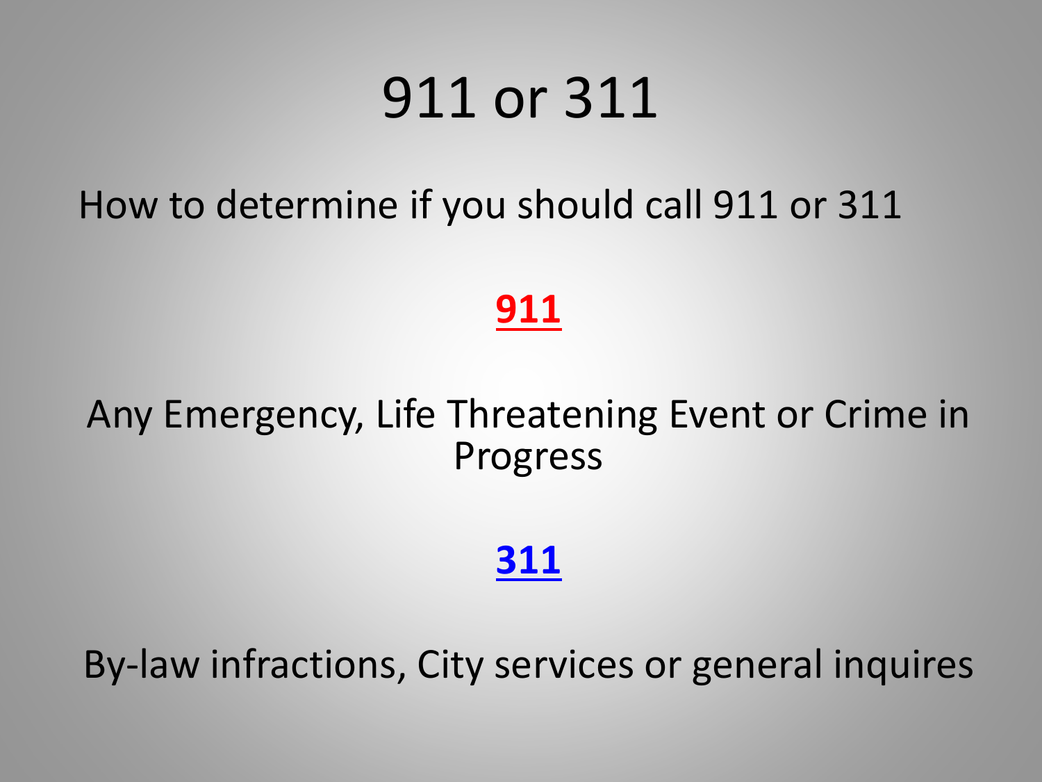# 911 or 311

How to determine if you should call 911 or 311

**911**

Any Emergency, Life Threatening Event or Crime in Progress

**311**

By-law infractions, City services or general inquires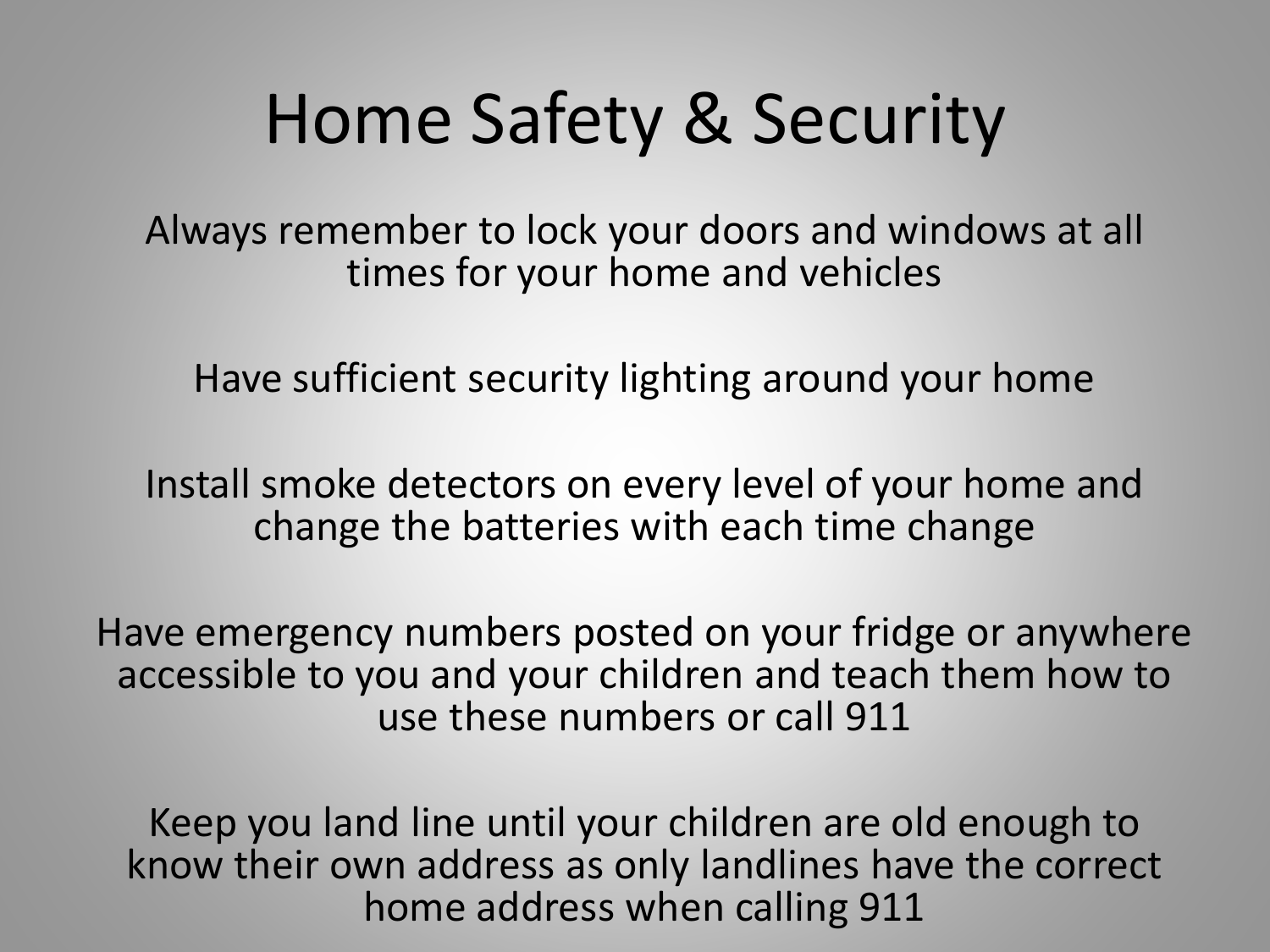# Home Safety & Security

Always remember to lock your doors and windows at all times for your home and vehicles

Have sufficient security lighting around your home

Install smoke detectors on every level of your home and change the batteries with each time change

Have emergency numbers posted on your fridge or anywhere accessible to you and your children and teach them how to use these numbers or call 911

Keep you land line until your children are old enough to know their own address as only landlines have the correct home address when calling 911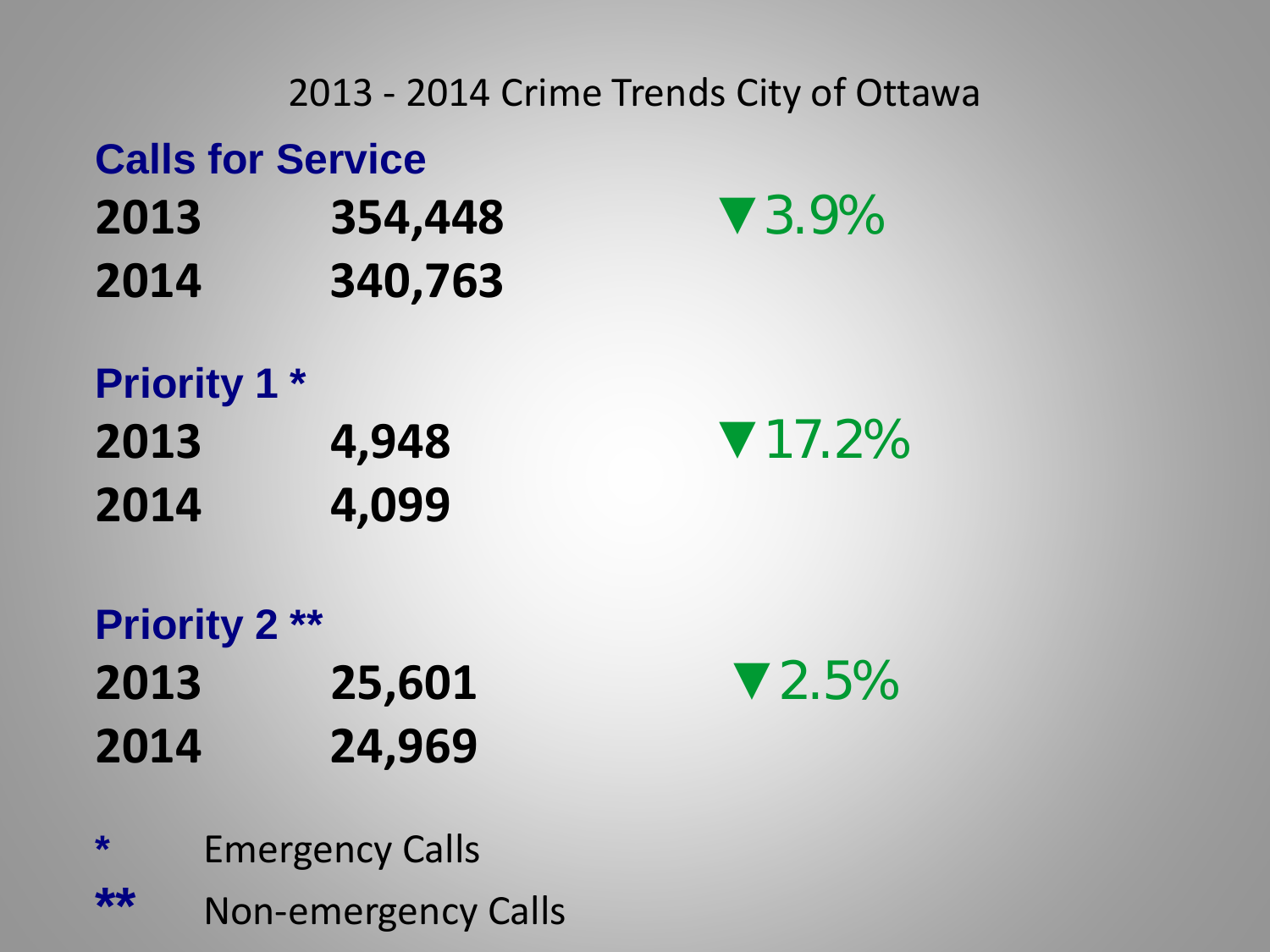## 2013 - 2014 Crime Trends City of Ottawa

### Calls for Service

| Year | Calls | Change |
|---|---|---|
| 2013 | 354,448 | ▼3.9% |
| 2014 | 340,763 | |

### Priority 1 *

| Year | Calls | Change |
|---|---|---|
| 2013 | 4,948 | ▼17.2% |
| 2014 | 4,099 | |

### Priority 2 **

| Year | Calls | Change |
|---|---|---|
| 2013 | 25,601 | ▼2.5% |
| 2014 | 24,969 | |

*     Emergency Calls

**    Non-emergency Calls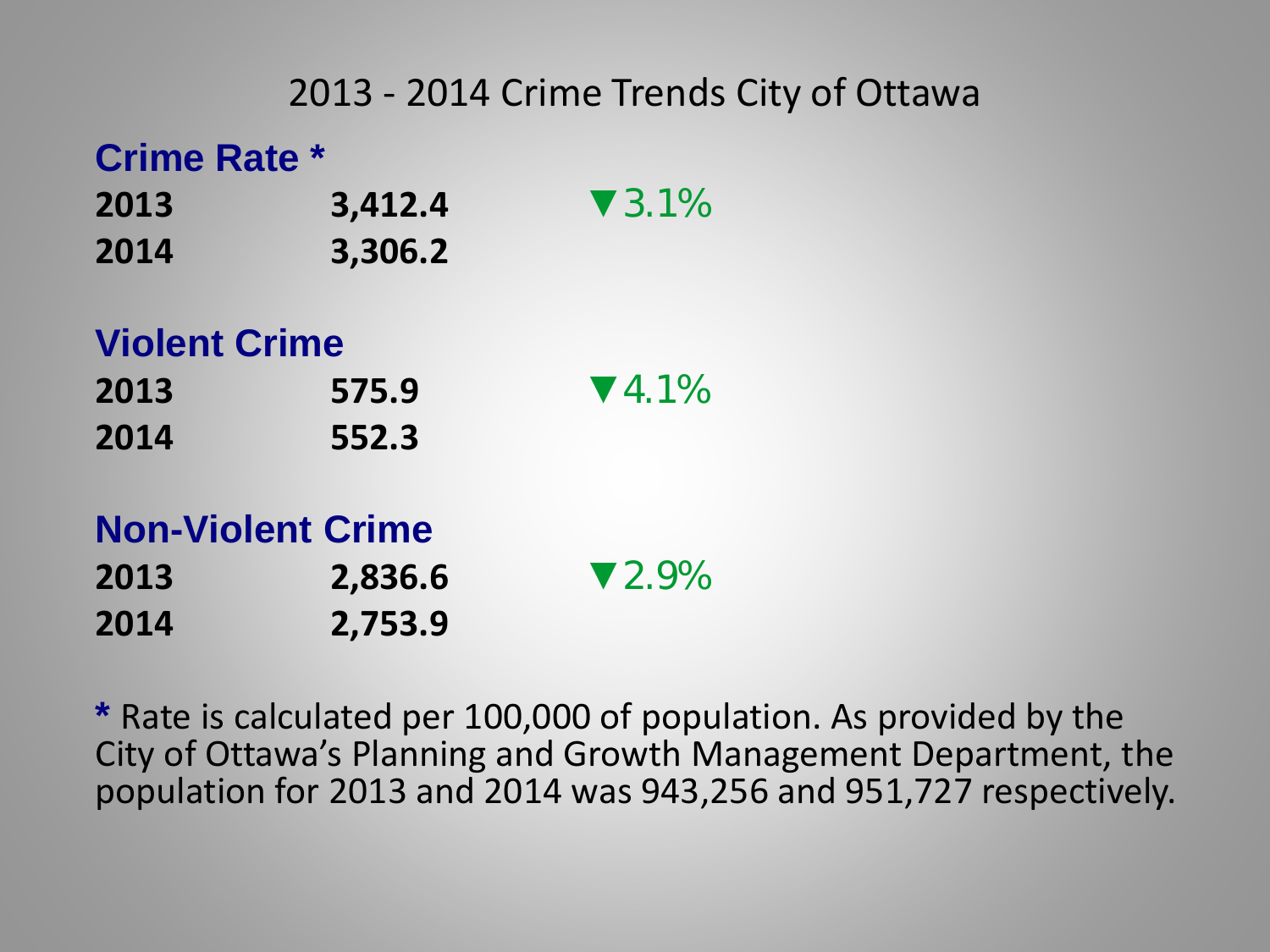# 2013 - 2014 Crime Trends City of Ottawa

## Crime Rate *

| | | |
|---|---|---|
| **2013** | **3,412.4** | ▼3.1% |
| **2014** | **3,306.2** | |

## Violent Crime

| | | |
|---|---|---|
| **2013** | **575.9** | ▼4.1% |
| **2014** | **552.3** | |

## Non-Violent Crime

| | | |
|---|---|---|
| **2013** | **2,836.6** | ▼2.9% |
| **2014** | **2,753.9** | |

* Rate is calculated per 100,000 of population. As provided by the City of Ottawa's Planning and Growth Management Department, the population for 2013 and 2014 was 943,256 and 951,727 respectively.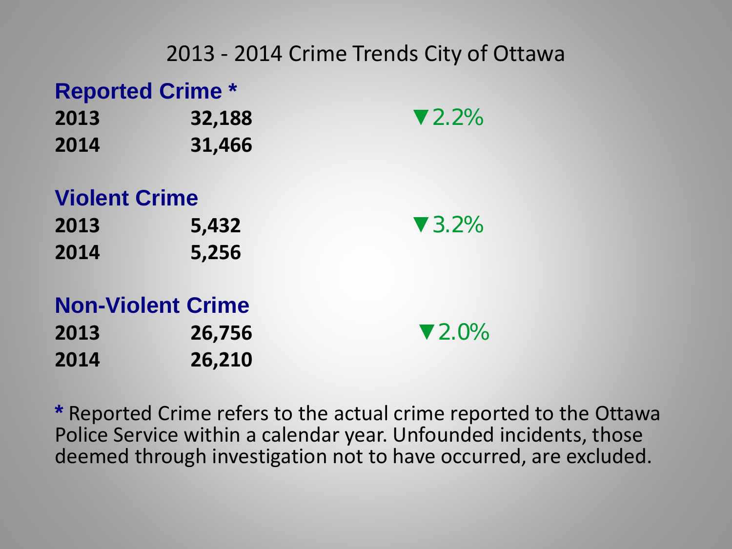# 2013 - 2014 Crime Trends City of Ottawa

## Reported Crime *

| | | |
|---|---|---|
| **2013** | **32,188** | ▼2.2% |
| **2014** | **31,466** | |

## Violent Crime

| | | |
|---|---|---|
| **2013** | **5,432** | ▼3.2% |
| **2014** | **5,256** | |

## Non-Violent Crime

| | | |
|---|---|---|
| **2013** | **26,756** | ▼2.0% |
| **2014** | **26,210** | |

* Reported Crime refers to the actual crime reported to the Ottawa Police Service within a calendar year. Unfounded incidents, those deemed through investigation not to have occurred, are excluded.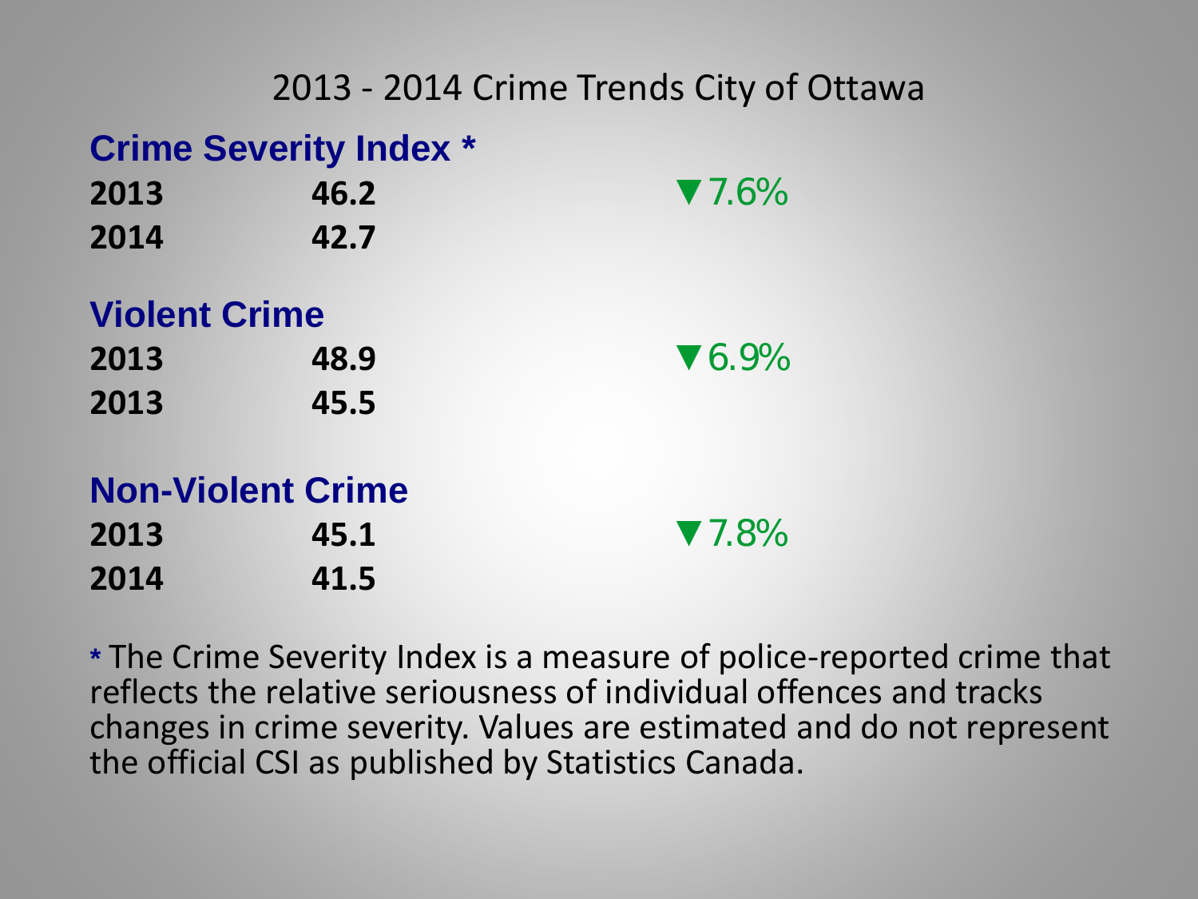# 2013 - 2014 Crime Trends City of Ottawa

## Crime Severity Index *

| | | |
|---|---|---|
| **2013** | **46.2** | ▼7.6% |
| **2014** | **42.7** | |

## Violent Crime

| | | |
|---|---|---|
| **2013** | **48.9** | ▼6.9% |
| **2013** | **45.5** | |

## Non-Violent Crime

| | | |
|---|---|---|
| **2013** | **45.1** | ▼7.8% |
| **2014** | **41.5** | |

* The Crime Severity Index is a measure of police-reported crime that reflects the relative seriousness of individual offences and tracks changes in crime severity. Values are estimated and do not represent the official CSI as published by Statistics Canada.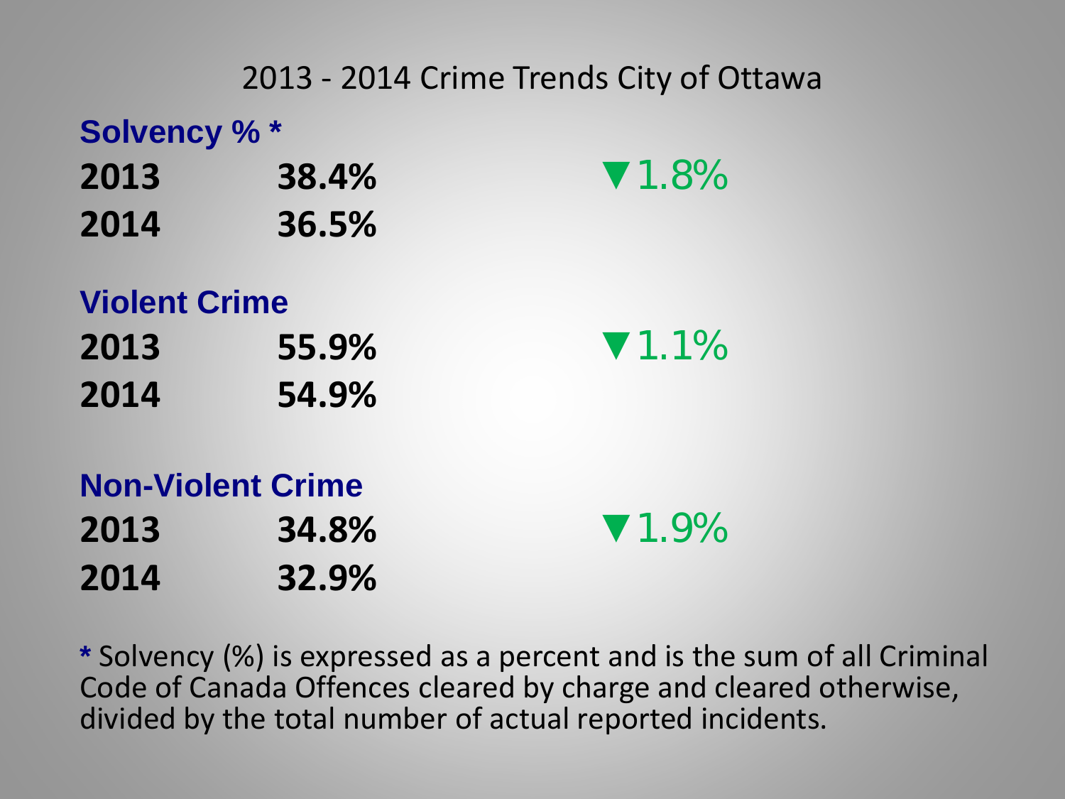# 2013 - 2014 Crime Trends City of Ottawa

**Solvency % ***

| | | |
|---|---|---|
| **2013** | **38.4%** | ▼1.8% |
| **2014** | **36.5%** | |

**Violent Crime**

| | | |
|---|---|---|
| **2013** | **55.9%** | ▼1.1% |
| **2014** | **54.9%** | |

**Non-Violent Crime**

| | | |
|---|---|---|
| **2013** | **34.8%** | ▼1.9% |
| **2014** | **32.9%** | |

* Solvency (%) is expressed as a percent and is the sum of all Criminal Code of Canada Offences cleared by charge and cleared otherwise, divided by the total number of actual reported incidents.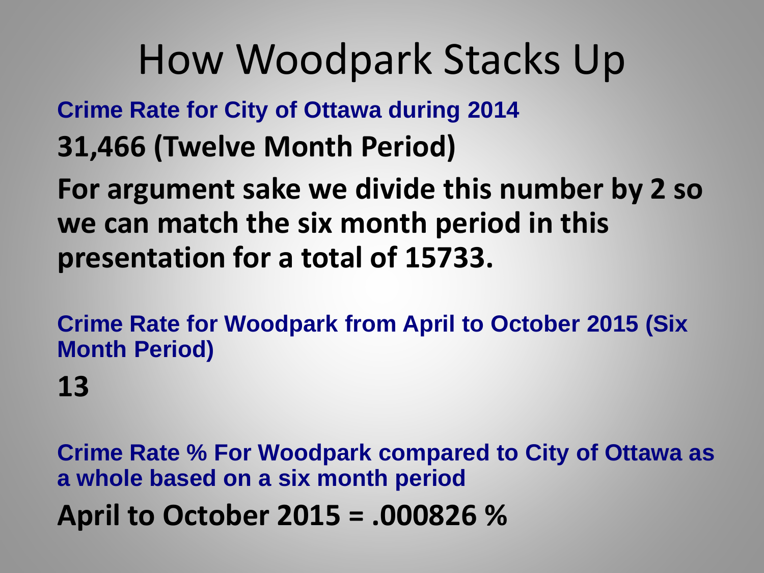# How Woodpark Stacks Up

**Crime Rate for City of Ottawa during 2014**

**31,466 (Twelve Month Period)**

**For argument sake we divide this number by 2 so we can match the six month period in this presentation for a total of 15733.**

**Crime Rate for Woodpark from April to October 2015 (Six Month Period)**

**13**

**Crime Rate % For Woodpark compared to City of Ottawa as a whole based on a six month period**

**April to October 2015 = .000826 %**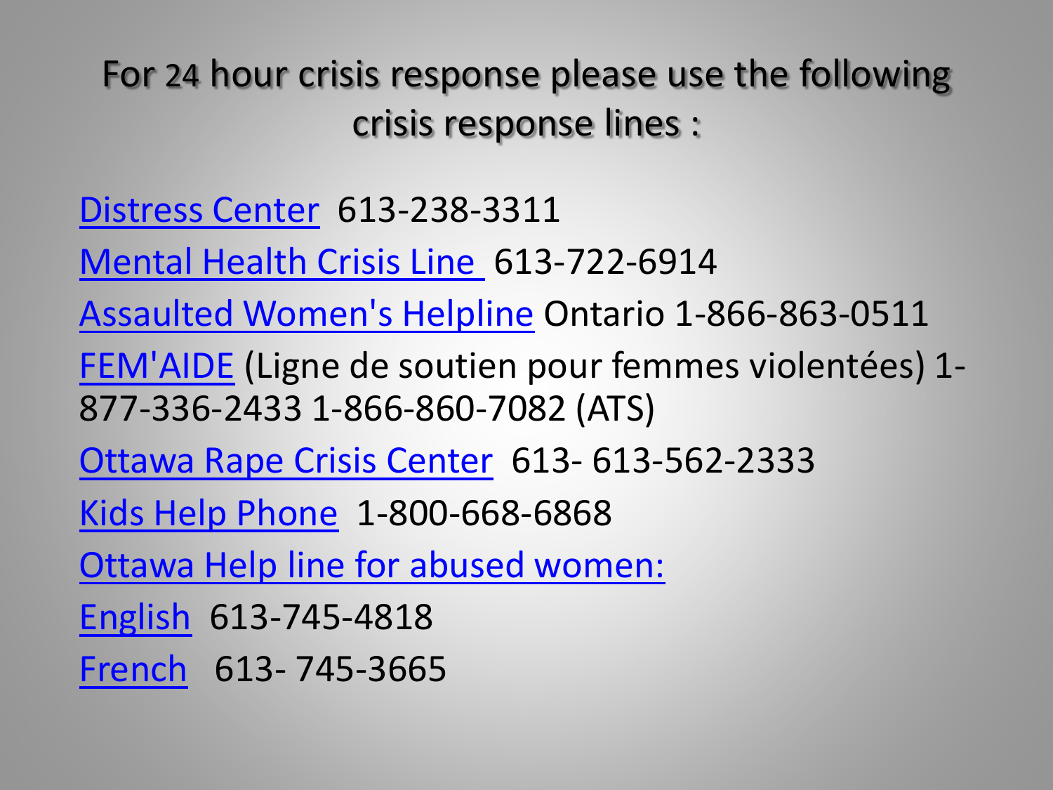# For 24 hour crisis response please use the following crisis response lines :

Distress Center 613-238-3311

Mental Health Crisis Line 613-722-6914

Assaulted Women's Helpline Ontario 1-866-863-0511

FEM'AIDE (Ligne de soutien pour femmes violentées) 1-877-336-2433 1-866-860-7082 (ATS)

Ottawa Rape Crisis Center 613- 613-562-2333

Kids Help Phone 1-800-668-6868

Ottawa Help line for abused women:

English 613-745-4818

French 613- 745-3665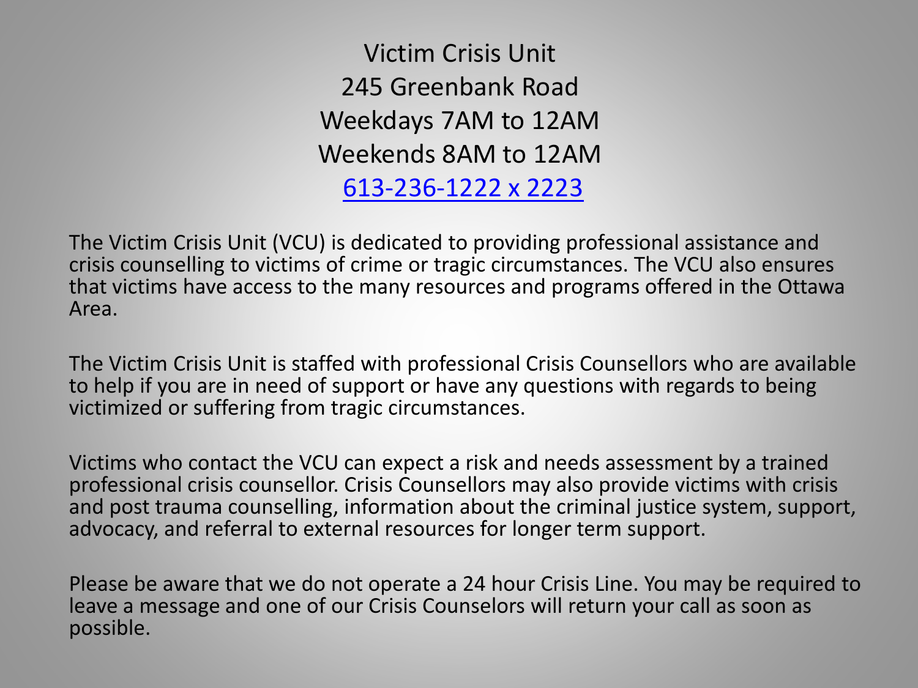Victim Crisis Unit
245 Greenbank Road
Weekdays 7AM to 12AM
Weekends 8AM to 12AM
613-236-1222 x 2223

The Victim Crisis Unit (VCU) is dedicated to providing professional assistance and crisis counselling to victims of crime or tragic circumstances. The VCU also ensures that victims have access to the many resources and programs offered in the Ottawa Area.

The Victim Crisis Unit is staffed with professional Crisis Counsellors who are available to help if you are in need of support or have any questions with regards to being victimized or suffering from tragic circumstances.

Victims who contact the VCU can expect a risk and needs assessment by a trained professional crisis counsellor. Crisis Counsellors may also provide victims with crisis and post trauma counselling, information about the criminal justice system, support, advocacy, and referral to external resources for longer term support.

Please be aware that we do not operate a 24 hour Crisis Line. You may be required to leave a message and one of our Crisis Counselors will return your call as soon as possible.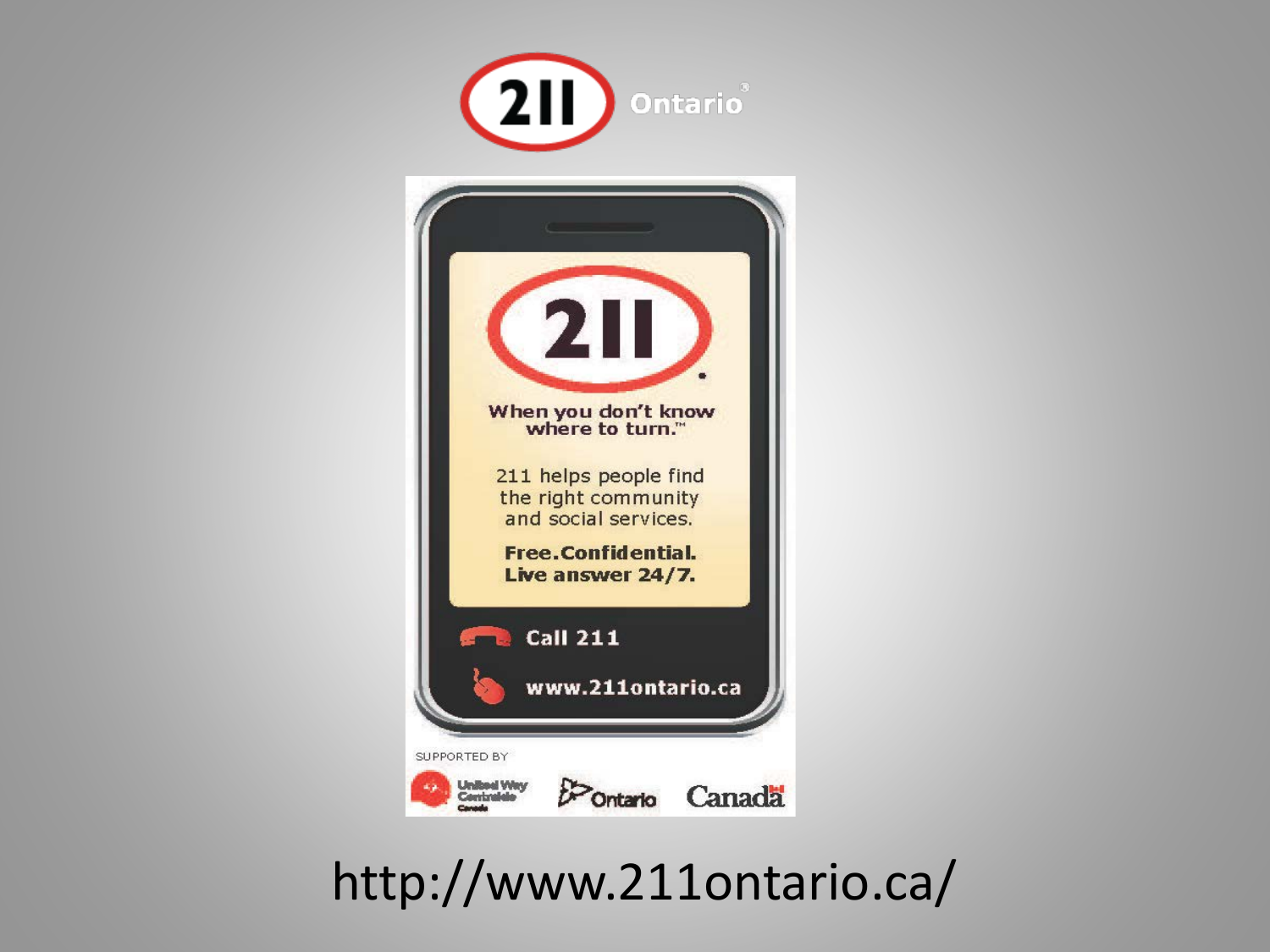211 Ontario®

211

When you don't know where to turn.™

211 helps people find the right community and social services.

**Free. Confidential. Live answer 24/7.**

Call 211

www.211ontario.ca

SUPPORTED BY

United Way Centraide Canada | Ontario | Canada

http://www.211ontario.ca/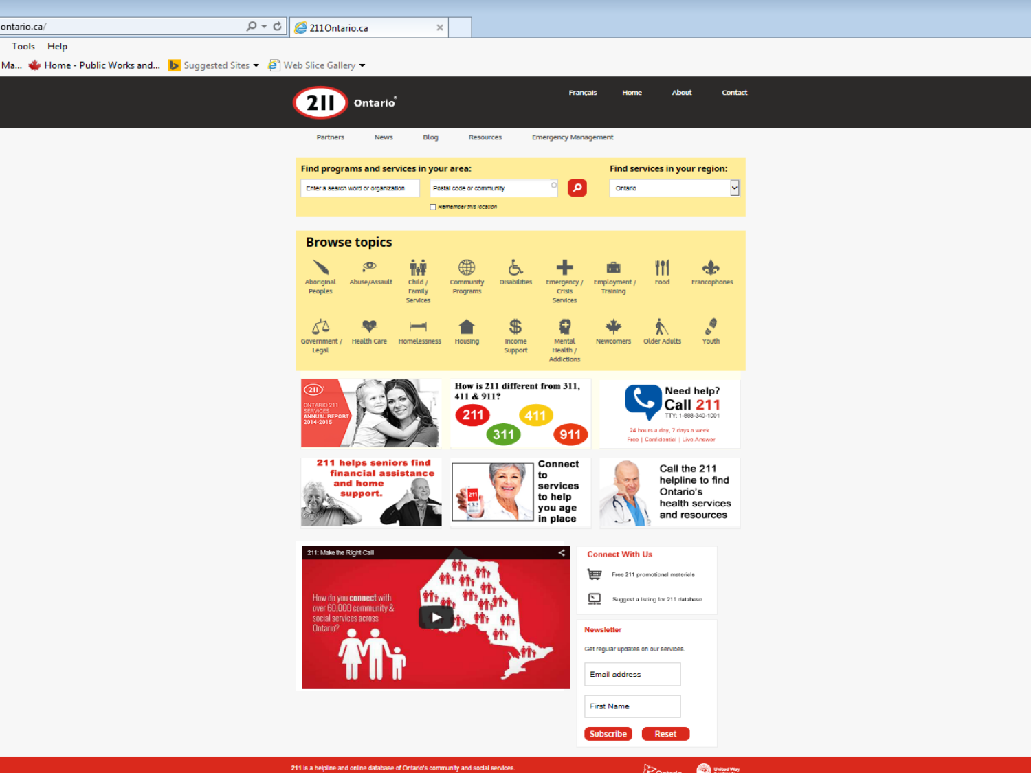ontario.ca/

211Ontario.ca

Tools Help

Ma... Home - Public Works and... Suggested Sites Web Slice Gallery

211 Ontario®

Français Home About Contact

Partners News Blog Resources Emergency Management

**Find programs and services in your area:**

Enter a search word or organization

Postal code or community

Remember this location

**Find services in your region:**

Ontario

## Browse topics

Aboriginal Peoples · Abuse/Assault · Child / Family Services · Community Programs · Disabilities · Emergency / Crisis Services · Employment / Training · Food · Francophones

Government / Legal · Health Care · Homelessness · Housing · Income Support · Mental Health / Addictions · Newcomers · Older Adults · Youth

211 ONTARIO 211 SERVICES ANNUAL REPORT 2014-2015

How is 211 different from 311, 411 & 911?

211 411 311 911

Need help? Call 211

TTY: 1-888-340-1001

24 hours a day, 7 days a week

Free | Confidential | Live Answer

211 helps seniors find financial assistance and home support.

Connect to services to help you age in place

Call the 211 helpline to find Ontario's health services and resources

211: Make the Right Call

How do you connect with over 60,000 community & social services across Ontario?

**Connect With Us**

Free 211 promotional materials

Suggest a listing for 211 database

**Newsletter**

Get regular updates on our services.

Email address

First Name

Subscribe Reset

211 is a helpline and online database of Ontario's community and social services.